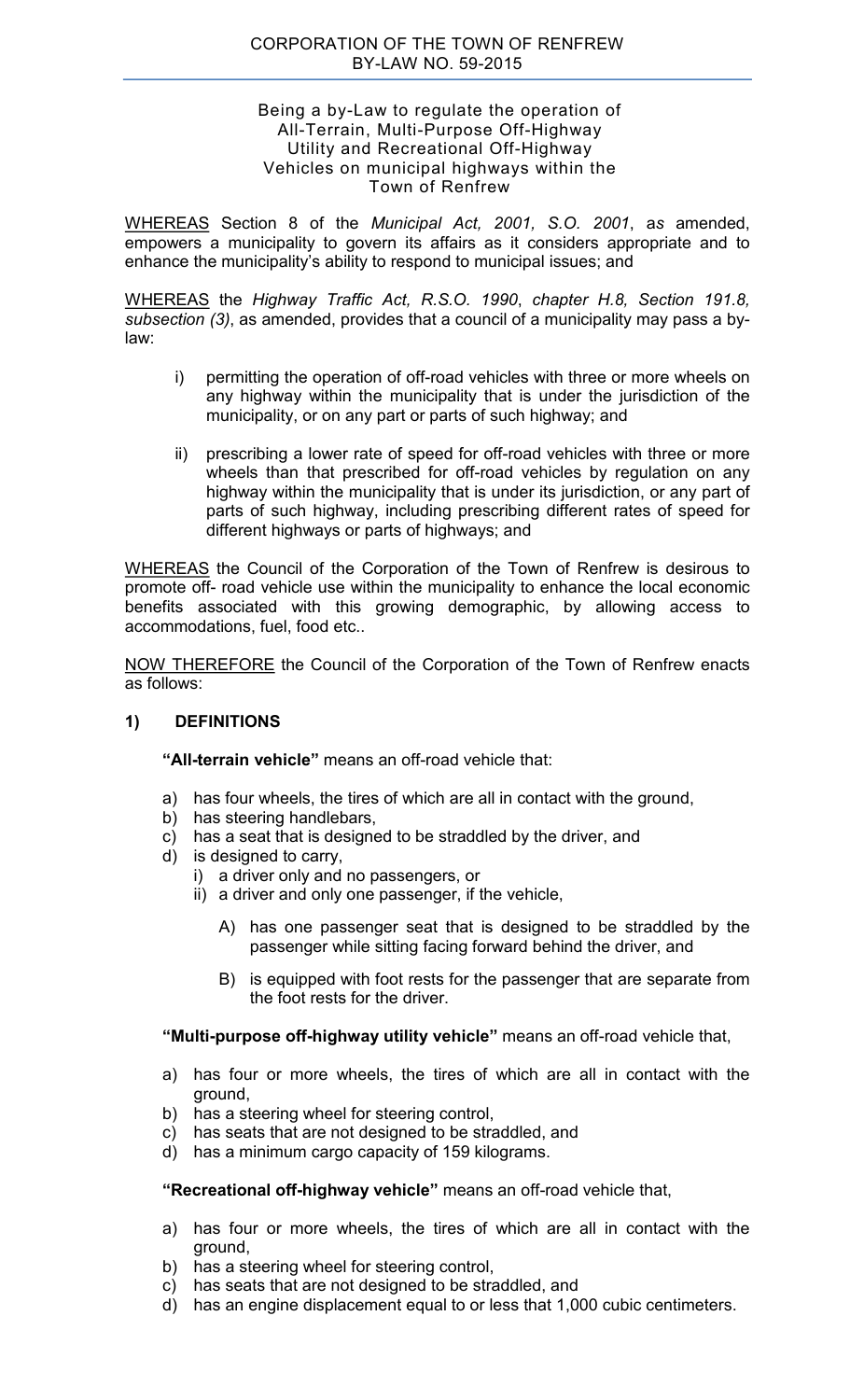# CORPORATION OF THE TOWN OF RENFREW
# BY-LAW NO. 59-2015

Being a by-Law to regulate the operation of All-Terrain, Multi-Purpose Off-Highway Utility and Recreational Off-Highway Vehicles on municipal highways within the Town of Renfrew

<u>WHEREAS</u> Section 8 of the *Municipal Act, 2001, S.O. 2001*, as amended, empowers a municipality to govern its affairs as it considers appropriate and to enhance the municipality's ability to respond to municipal issues; and

<u>WHEREAS</u> the *Highway Traffic Act, R.S.O. 1990*, *chapter H.8, Section 191.8, subsection (3)*, as amended, provides that a council of a municipality may pass a by-law:

i) permitting the operation of off-road vehicles with three or more wheels on any highway within the municipality that is under the jurisdiction of the municipality, or on any part or parts of such highway; and

ii) prescribing a lower rate of speed for off-road vehicles with three or more wheels than that prescribed for off-road vehicles by regulation on any highway within the municipality that is under its jurisdiction, or any part of parts of such highway, including prescribing different rates of speed for different highways or parts of highways; and

<u>WHEREAS</u> the Council of the Corporation of the Town of Renfrew is desirous to promote off- road vehicle use within the municipality to enhance the local economic benefits associated with this growing demographic, by allowing access to accommodations, fuel, food etc..

<u>NOW THEREFORE</u> the Council of the Corporation of the Town of Renfrew enacts as follows:

## 1) DEFINITIONS

**"All-terrain vehicle"** means an off-road vehicle that:

a) has four wheels, the tires of which are all in contact with the ground,
b) has steering handlebars,
c) has a seat that is designed to be straddled by the driver, and
d) is designed to carry,
   i) a driver only and no passengers, or
   ii) a driver and only one passenger, if the vehicle,

      A) has one passenger seat that is designed to be straddled by the passenger while sitting facing forward behind the driver, and

      B) is equipped with foot rests for the passenger that are separate from the foot rests for the driver.

**"Multi-purpose off-highway utility vehicle"** means an off-road vehicle that,

a) has four or more wheels, the tires of which are all in contact with the ground,
b) has a steering wheel for steering control,
c) has seats that are not designed to be straddled, and
d) has a minimum cargo capacity of 159 kilograms.

**"Recreational off-highway vehicle"** means an off-road vehicle that,

a) has four or more wheels, the tires of which are all in contact with the ground,
b) has a steering wheel for steering control,
c) has seats that are not designed to be straddled, and
d) has an engine displacement equal to or less that 1,000 cubic centimeters.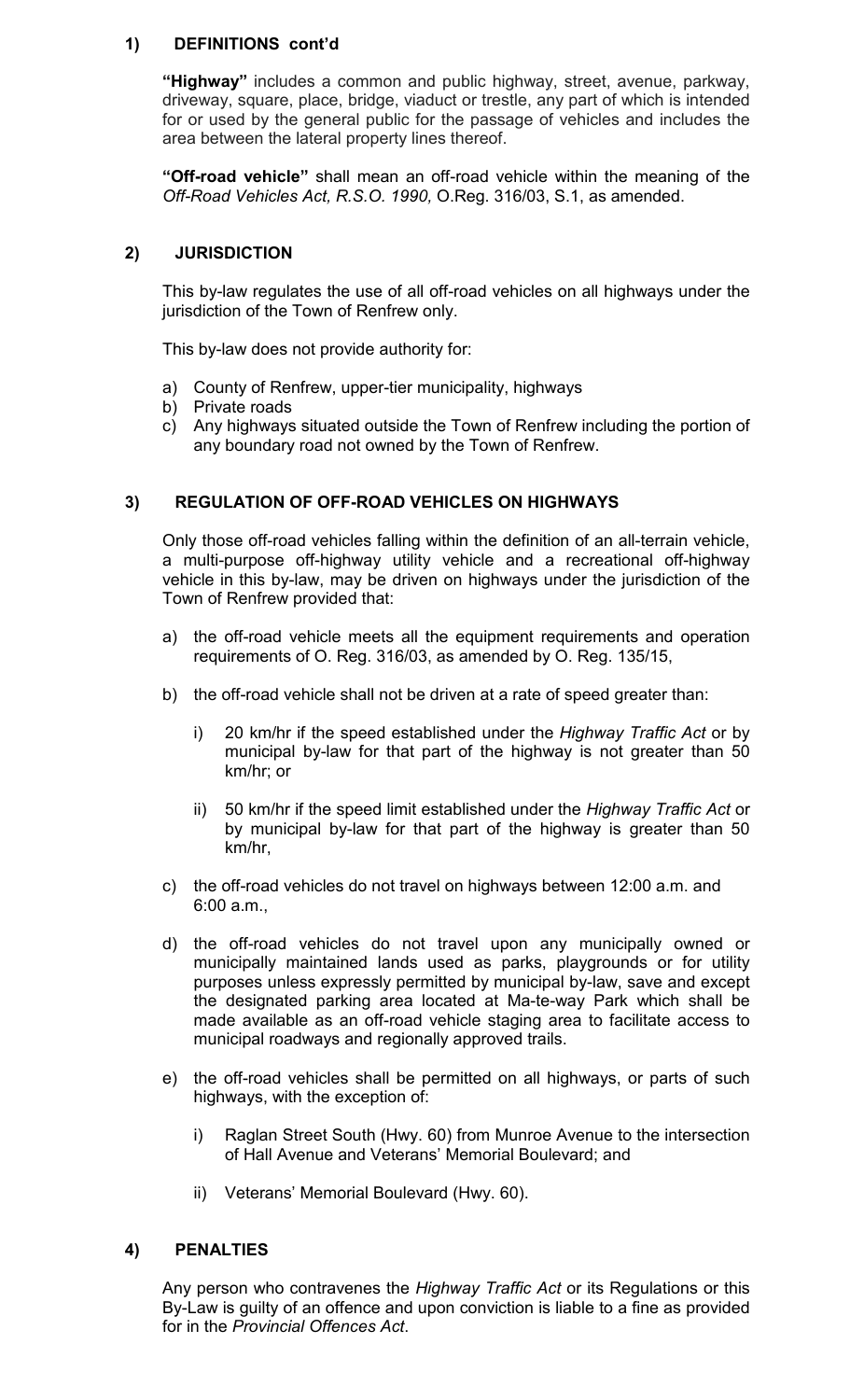## 1) DEFINITIONS cont'd

**"Highway"** includes a common and public highway, street, avenue, parkway, driveway, square, place, bridge, viaduct or trestle, any part of which is intended for or used by the general public for the passage of vehicles and includes the area between the lateral property lines thereof.

**"Off-road vehicle"** shall mean an off-road vehicle within the meaning of the *Off-Road Vehicles Act, R.S.O. 1990,* O.Reg. 316/03, S.1, as amended.

## 2) JURISDICTION

This by-law regulates the use of all off-road vehicles on all highways under the jurisdiction of the Town of Renfrew only.

This by-law does not provide authority for:

a) County of Renfrew, upper-tier municipality, highways
b) Private roads
c) Any highways situated outside the Town of Renfrew including the portion of any boundary road not owned by the Town of Renfrew.

## 3) REGULATION OF OFF-ROAD VEHICLES ON HIGHWAYS

Only those off-road vehicles falling within the definition of an all-terrain vehicle, a multi-purpose off-highway utility vehicle and a recreational off-highway vehicle in this by-law, may be driven on highways under the jurisdiction of the Town of Renfrew provided that:

a) the off-road vehicle meets all the equipment requirements and operation requirements of O. Reg. 316/03, as amended by O. Reg. 135/15,

b) the off-road vehicle shall not be driven at a rate of speed greater than:

   i) 20 km/hr if the speed established under the *Highway Traffic Act* or by municipal by-law for that part of the highway is not greater than 50 km/hr; or

   ii) 50 km/hr if the speed limit established under the *Highway Traffic Act* or by municipal by-law for that part of the highway is greater than 50 km/hr,

c) the off-road vehicles do not travel on highways between 12:00 a.m. and 6:00 a.m.,

d) the off-road vehicles do not travel upon any municipally owned or municipally maintained lands used as parks, playgrounds or for utility purposes unless expressly permitted by municipal by-law, save and except the designated parking area located at Ma-te-way Park which shall be made available as an off-road vehicle staging area to facilitate access to municipal roadways and regionally approved trails.

e) the off-road vehicles shall be permitted on all highways, or parts of such highways, with the exception of:

   i) Raglan Street South (Hwy. 60) from Munroe Avenue to the intersection of Hall Avenue and Veterans' Memorial Boulevard; and

   ii) Veterans' Memorial Boulevard (Hwy. 60).

## 4) PENALTIES

Any person who contravenes the *Highway Traffic Act* or its Regulations or this By-Law is guilty of an offence and upon conviction is liable to a fine as provided for in the *Provincial Offences Act*.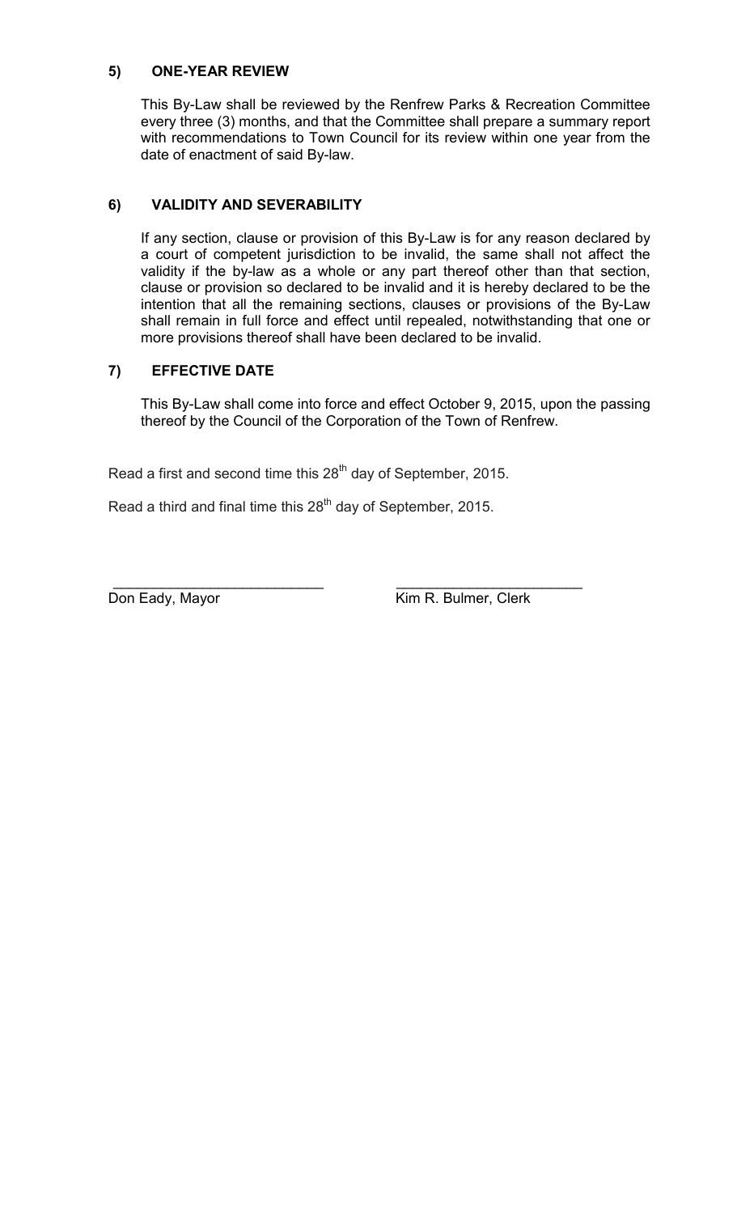### 5) ONE-YEAR REVIEW

This By-Law shall be reviewed by the Renfrew Parks & Recreation Committee every three (3) months, and that the Committee shall prepare a summary report with recommendations to Town Council for its review within one year from the date of enactment of said By-law.

### 6) VALIDITY AND SEVERABILITY

If any section, clause or provision of this By-Law is for any reason declared by a court of competent jurisdiction to be invalid, the same shall not affect the validity if the by-law as a whole or any part thereof other than that section, clause or provision so declared to be invalid and it is hereby declared to be the intention that all the remaining sections, clauses or provisions of the By-Law shall remain in full force and effect until repealed, notwithstanding that one or more provisions thereof shall have been declared to be invalid.

### 7) EFFECTIVE DATE

This By-Law shall come into force and effect October 9, 2015, upon the passing thereof by the Council of the Corporation of the Town of Renfrew.

Read a first and second time this 28th day of September, 2015.

Read a third and final time this 28th day of September, 2015.

| ___________________________ | ___________________________ |
|---|---|
| Don Eady, Mayor | Kim R. Bulmer, Clerk |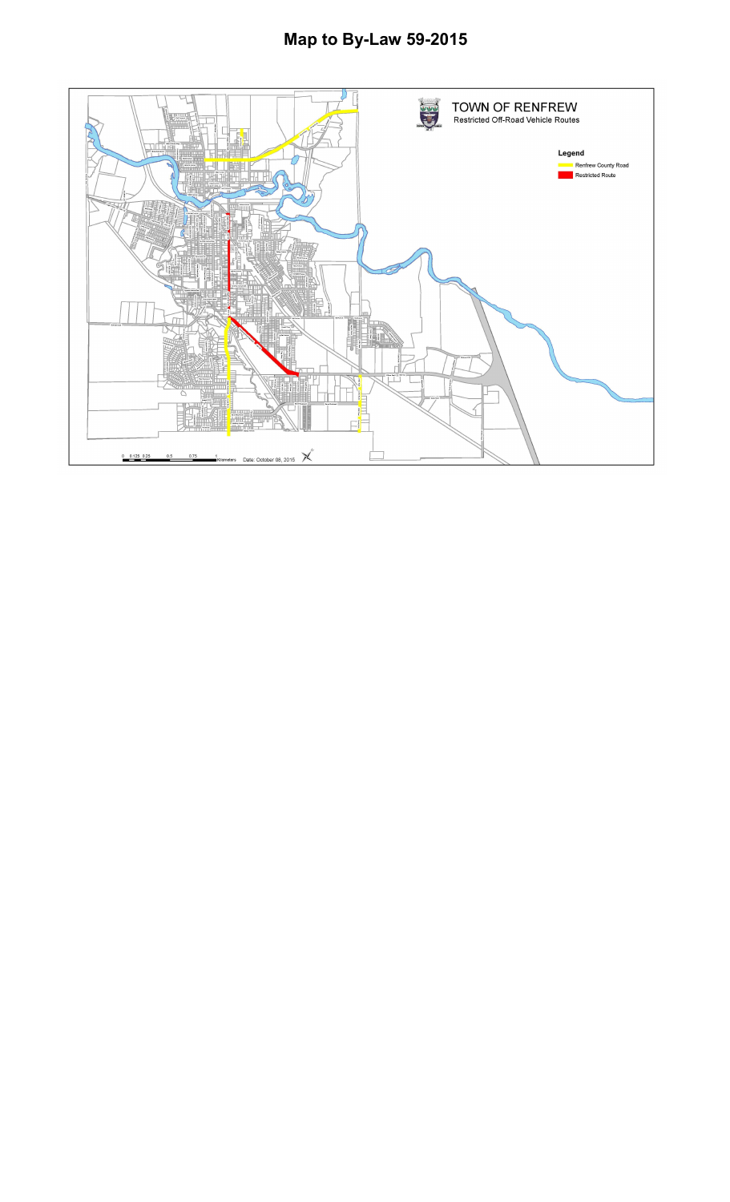# Map to By-Law 59-2015

TOWN OF RENFREW
Restricted Off-Road Vehicle Routes

Legend
Renfrew County Road
Restricted Route

0 0.125 0.25 0.5 0.75 1 Kilometers

Date: October 08, 2015